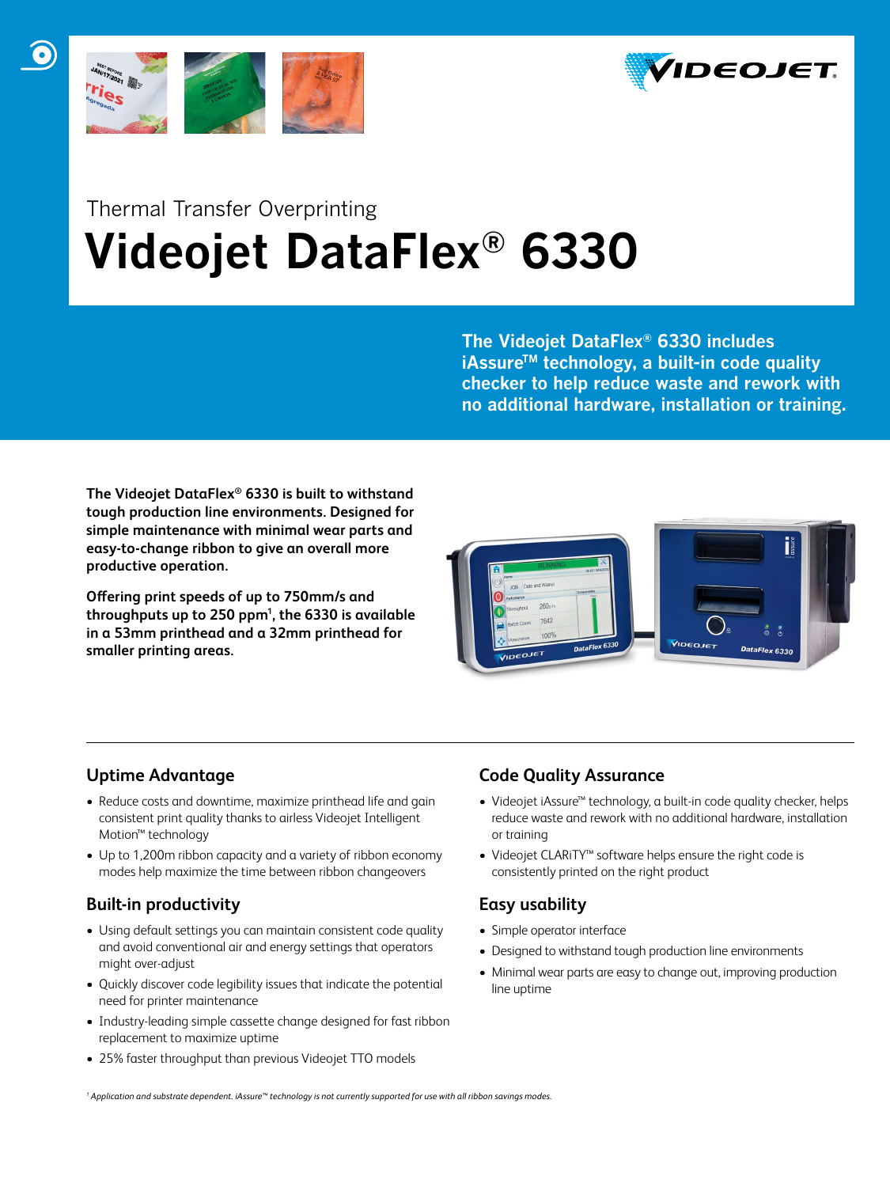Thermal Transfer Overprinting

# Videojet DataFlex® 6330

**The Videojet DataFlex® 6330 includes iAssure™ technology, a built-in code quality checker to help reduce waste and rework with no additional hardware, installation or training.**

**The Videojet DataFlex® 6330 is built to withstand tough production line environments. Designed for simple maintenance with minimal wear parts and easy-to-change ribbon to give an overall more productive operation.**

**Offering print speeds of up to 750mm/s and throughputs up to 250 ppm[1], the 6330 is available in a 53mm printhead and a 32mm printhead for smaller printing areas.**

## Uptime Advantage

- Reduce costs and downtime, maximize printhead life and gain consistent print quality thanks to airless Videojet Intelligent Motion™ technology
- Up to 1,200m ribbon capacity and a variety of ribbon economy modes help maximize the time between ribbon changeovers

## Built-in productivity

- Using default settings you can maintain consistent code quality and avoid conventional air and energy settings that operators might over-adjust
- Quickly discover code legibility issues that indicate the potential need for printer maintenance
- Industry-leading simple cassette change designed for fast ribbon replacement to maximize uptime
- 25% faster throughput than previous Videojet TTO models

## Code Quality Assurance

- Videojet iAssure™ technology, a built-in code quality checker, helps reduce waste and rework with no additional hardware, installation or training
- Videojet CLARiTY™ software helps ensure the right code is consistently printed on the right product

## Easy usability

- Simple operator interface
- Designed to withstand tough production line environments
- Minimal wear parts are easy to change out, improving production line uptime

*[1] Application and substrate dependent. iAssure™ technology is not currently supported for use with all ribbon savings modes.*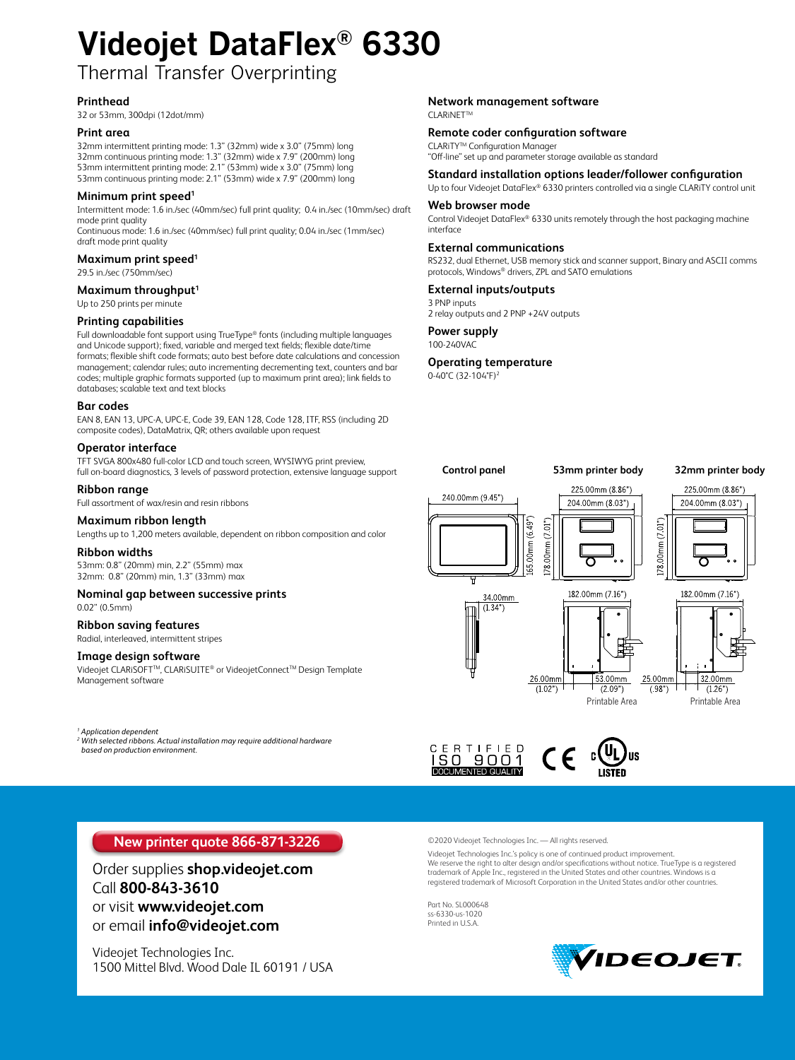# Videojet DataFlex® 6330

## Thermal Transfer Overprinting

### Printhead
32 or 53mm, 300dpi (12dot/mm)

### Print area
32mm intermittent printing mode: 1.3" (32mm) wide x 3.0" (75mm) long
32mm continuous printing mode: 1.3" (32mm) wide x 7.9" (200mm) long
53mm intermittent printing mode: 2.1" (53mm) wide x 3.0" (75mm) long
53mm continuous printing mode: 2.1" (53mm) wide x 7.9" (200mm) long

### Minimum print speed[1]
Intermittent mode: 1.6 in./sec (40mm/sec) full print quality; 0.4 in./sec (10mm/sec) draft mode print quality
Continuous mode: 1.6 in./sec (40mm/sec) full print quality; 0.04 in./sec (1mm/sec) draft mode print quality

### Maximum print speed[1]
29.5 in./sec (750mm/sec)

### Maximum throughput[1]
Up to 250 prints per minute

### Printing capabilities
Full downloadable font support using TrueType® fonts (including multiple languages and Unicode support); fixed, variable and merged text fields; flexible date/time formats; flexible shift code formats; auto best before date calculations and concession management; calendar rules; auto incrementing decrementing text, counters and bar codes; multiple graphic formats supported (up to maximum print area); link fields to databases; scalable text and text blocks

### Bar codes
EAN 8, EAN 13, UPC-A, UPC-E, Code 39, EAN 128, Code 128, ITF, RSS (including 2D composite codes), DataMatrix, QR; others available upon request

### Operator interface
TFT SVGA 800x480 full-color LCD and touch screen, WYSIWYG print preview, full on-board diagnostics, 3 levels of password protection, extensive language support

### Ribbon range
Full assortment of wax/resin and resin ribbons

### Maximum ribbon length
Lengths up to 1,200 meters available, dependent on ribbon composition and color

### Ribbon widths
53mm: 0.8" (20mm) min, 2.2" (55mm) max
32mm: 0.8" (20mm) min, 1.3" (33mm) max

### Nominal gap between successive prints
0.02" (0.5mm)

### Ribbon saving features
Radial, interleaved, intermittent stripes

### Image design software
Videojet CLARiSOFT™, CLARiSUITE® or VideojetConnect™ Design Template Management software

### Network management software
CLARiNET™

### Remote coder configuration software
CLARiTY™ Configuration Manager
"Off-line" set up and parameter storage available as standard

### Standard installation options leader/follower configuration
Up to four Videojet DataFlex® 6330 printers controlled via a single CLARiTY control unit

### Web browser mode
Control Videojet DataFlex® 6330 units remotely through the host packaging machine interface

### External communications
RS232, dual Ethernet, USB memory stick and scanner support, Binary and ASCII comms protocols, Windows® drivers, ZPL and SATO emulations

### External inputs/outputs
3 PNP inputs
2 relay outputs and 2 PNP +24V outputs

### Power supply
100-240VAC

### Operating temperature
0-40°C (32-104°F)[2]

Control panel
240.00mm (9.45")
165.00mm (6.49")
34.00mm (1.34")

53mm printer body
225.00mm (8.86")
204.00mm (8.03")
178.00mm (7.01")
182.00mm (7.16")
26.00mm (1.02")
53.00mm (2.09")
Printable Area

32mm printer body
225.00mm (8.86")
204.00mm (8.03")
178.00mm (7.01")
182.00mm (7.16")
25.00mm (.98")
32.00mm (1.26")
Printable Area

*[1] Application dependent*
*[2] With selected ribbons. Actual installation may require additional hardware based on production environment.*

CERTIFIED ISO 9001 DOCUMENTED QUALITY

**New printer quote 866-871-3226**

Order supplies **shop.videojet.com**
Call **800-843-3610**
or visit **www.videojet.com**
or email **info@videojet.com**

Videojet Technologies Inc.
1500 Mittel Blvd. Wood Dale IL 60191 / USA

©2020 Videojet Technologies Inc. — All rights reserved.

Videojet Technologies Inc.'s policy is one of continued product improvement. We reserve the right to alter design and/or specifications without notice. TrueType is a registered trademark of Apple Inc., registered in the United States and other countries. Windows is a registered trademark of Microsoft Corporation in the United States and/or other countries.

Part No. SL000648
ss-6330-us-1020
Printed in U.S.A.